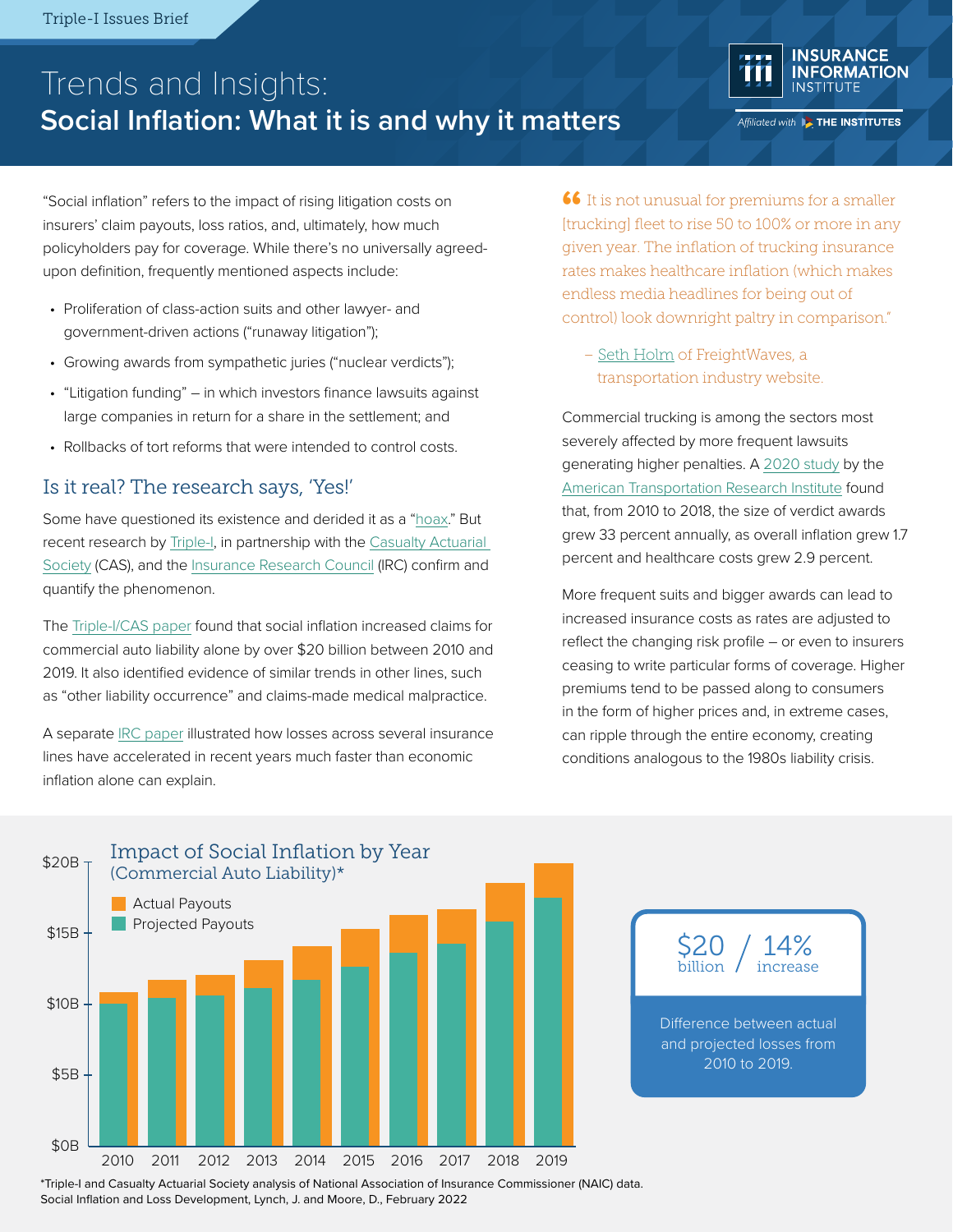Triple-I Issues Brief

# Trends and Insights:
## Social Inflation: What it is and why it matters

"Social inflation" refers to the impact of rising litigation costs on insurers' claim payouts, loss ratios, and, ultimately, how much policyholders pay for coverage. While there's no universally agreed-upon definition, frequently mentioned aspects include:

- Proliferation of class-action suits and other lawyer- and government-driven actions ("runaway litigation");
- Growing awards from sympathetic juries ("nuclear verdicts");
- "Litigation funding" – in which investors finance lawsuits against large companies in return for a share in the settlement; and
- Rollbacks of tort reforms that were intended to control costs.

### Is it real? The research says, 'Yes!'

Some have questioned its existence and derided it as a "hoax." But recent research by Triple-I, in partnership with the Casualty Actuarial Society (CAS), and the Insurance Research Council (IRC) confirm and quantify the phenomenon.

The Triple-I/CAS paper found that social inflation increased claims for commercial auto liability alone by over $20 billion between 2010 and 2019. It also identified evidence of similar trends in other lines, such as "other liability occurrence" and claims-made medical malpractice.

A separate IRC paper illustrated how losses across several insurance lines have accelerated in recent years much faster than economic inflation alone can explain.

> "It is not unusual for premiums for a smaller [trucking] fleet to rise 50 to 100% or more in any given year. The inflation of trucking insurance rates makes healthcare inflation (which makes endless media headlines for being out of control) look downright paltry in comparison."
>
> – Seth Holm of FreightWaves, a transportation industry website.

Commercial trucking is among the sectors most severely affected by more frequent lawsuits generating higher penalties. A 2020 study by the American Transportation Research Institute found that, from 2010 to 2018, the size of verdict awards grew 33 percent annually, as overall inflation grew 1.7 percent and healthcare costs grew 2.9 percent.

More frequent suits and bigger awards can lead to increased insurance costs as rates are adjusted to reflect the changing risk profile – or even to insurers ceasing to write particular forms of coverage. Higher premiums tend to be passed along to consumers in the form of higher prices and, in extreme cases, can ripple through the entire economy, creating conditions analogous to the 1980s liability crisis.

**Impact of Social Inflation by Year (Commercial Auto Liability)***

Legend: Actual Payouts; Projected Payouts

Years: 2010, 2011, 2012, 2013, 2014, 2015, 2016, 2017, 2018, 2019 (axis $0B–$20B)

**$20 billion / 14% increase**

Difference between actual and projected losses from 2010 to 2019.

*Triple-I and Casualty Actuarial Society analysis of National Association of Insurance Commissioner (NAIC) data. Social Inflation and Loss Development, Lynch, J. and Moore, D., February 2022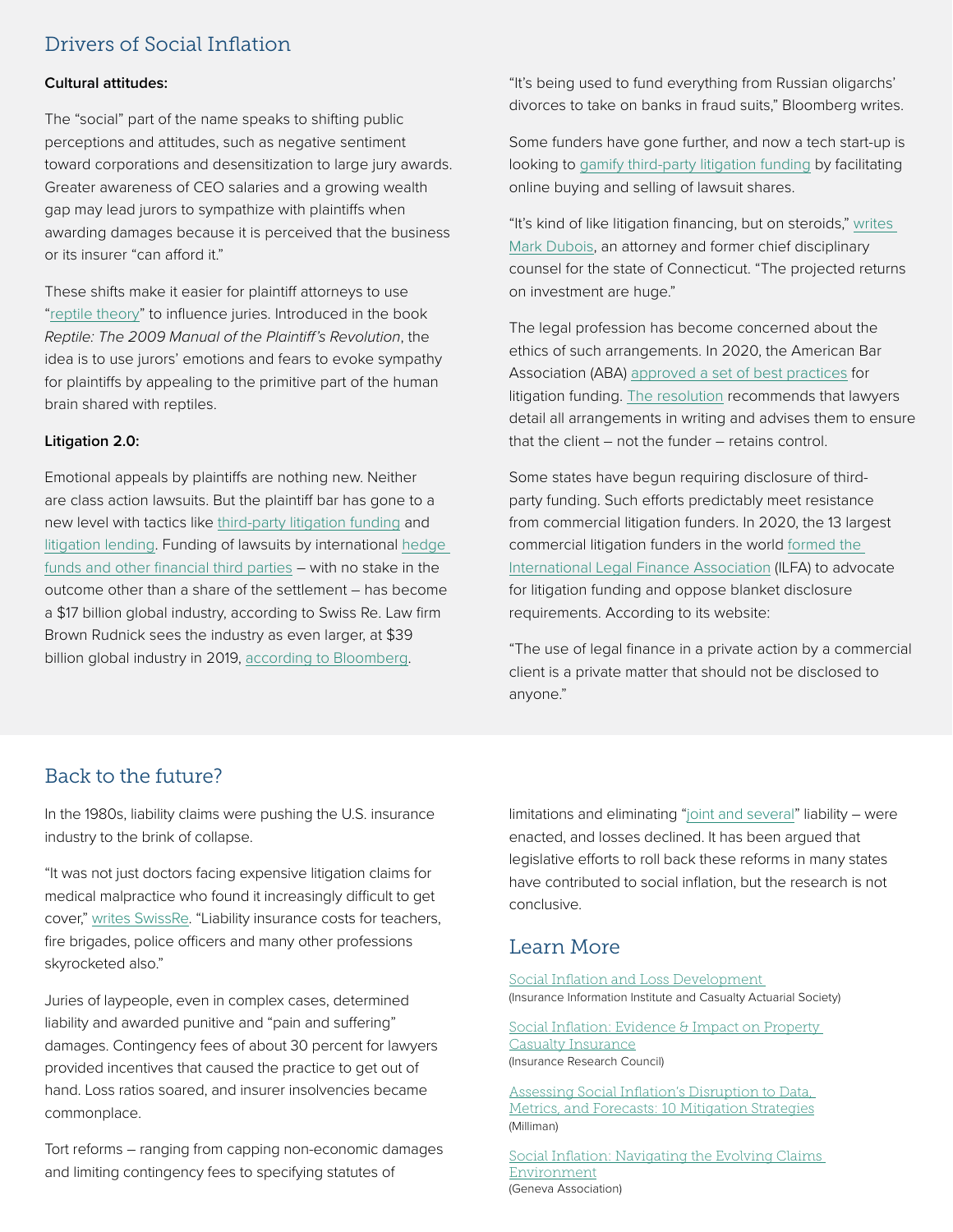## Drivers of Social Inflation

**Cultural attitudes:**

The "social" part of the name speaks to shifting public perceptions and attitudes, such as negative sentiment toward corporations and desensitization to large jury awards. Greater awareness of CEO salaries and a growing wealth gap may lead jurors to sympathize with plaintiffs when awarding damages because it is perceived that the business or its insurer "can afford it."

These shifts make it easier for plaintiff attorneys to use "reptile theory" to influence juries. Introduced in the book *Reptile: The 2009 Manual of the Plaintiff's Revolution*, the idea is to use jurors' emotions and fears to evoke sympathy for plaintiffs by appealing to the primitive part of the human brain shared with reptiles.

**Litigation 2.0:**

Emotional appeals by plaintiffs are nothing new. Neither are class action lawsuits. But the plaintiff bar has gone to a new level with tactics like third-party litigation funding and litigation lending. Funding of lawsuits by international hedge funds and other financial third parties – with no stake in the outcome other than a share of the settlement – has become a $17 billion global industry, according to Swiss Re. Law firm Brown Rudnick sees the industry as even larger, at $39 billion global industry in 2019, according to Bloomberg.

"It's being used to fund everything from Russian oligarchs' divorces to take on banks in fraud suits," Bloomberg writes.

Some funders have gone further, and now a tech start-up is looking to gamify third-party litigation funding by facilitating online buying and selling of lawsuit shares.

"It's kind of like litigation financing, but on steroids," writes Mark Dubois, an attorney and former chief disciplinary counsel for the state of Connecticut. "The projected returns on investment are huge."

The legal profession has become concerned about the ethics of such arrangements. In 2020, the American Bar Association (ABA) approved a set of best practices for litigation funding. The resolution recommends that lawyers detail all arrangements in writing and advises them to ensure that the client – not the funder – retains control.

Some states have begun requiring disclosure of third-party funding. Such efforts predictably meet resistance from commercial litigation funders. In 2020, the 13 largest commercial litigation funders in the world formed the International Legal Finance Association (ILFA) to advocate for litigation funding and oppose blanket disclosure requirements. According to its website:

"The use of legal finance in a private action by a commercial client is a private matter that should not be disclosed to anyone."

## Back to the future?

In the 1980s, liability claims were pushing the U.S. insurance industry to the brink of collapse.

"It was not just doctors facing expensive litigation claims for medical malpractice who found it increasingly difficult to get cover," writes SwissRe. "Liability insurance costs for teachers, fire brigades, police officers and many other professions skyrocketed also."

Juries of laypeople, even in complex cases, determined liability and awarded punitive and "pain and suffering" damages. Contingency fees of about 30 percent for lawyers provided incentives that caused the practice to get out of hand. Loss ratios soared, and insurer insolvencies became commonplace.

Tort reforms – ranging from capping non-economic damages and limiting contingency fees to specifying statutes of limitations and eliminating "joint and several" liability – were enacted, and losses declined. It has been argued that legislative efforts to roll back these reforms in many states have contributed to social inflation, but the research is not conclusive.

## Learn More

Social Inflation and Loss Development
(Insurance Information Institute and Casualty Actuarial Society)

Social Inflation: Evidence & Impact on Property Casualty Insurance
(Insurance Research Council)

Assessing Social Inflation's Disruption to Data, Metrics, and Forecasts: 10 Mitigation Strategies
(Milliman)

Social Inflation: Navigating the Evolving Claims Environment
(Geneva Association)